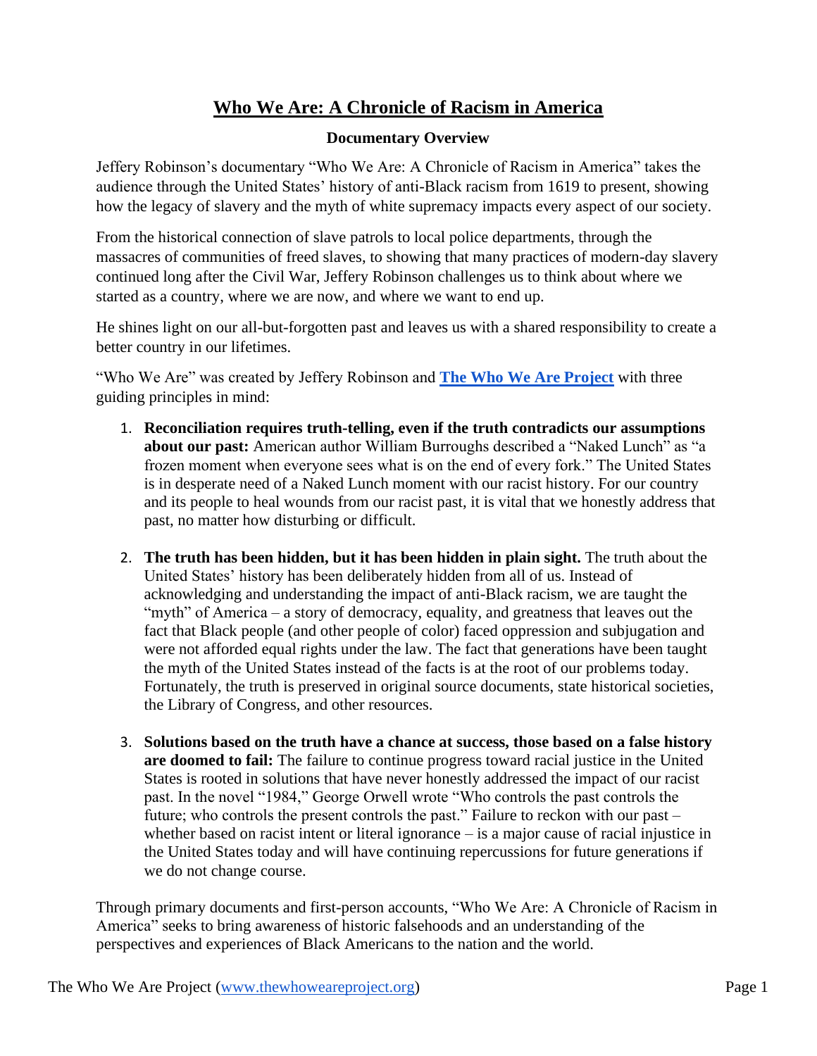# Who We Are: A Chronicle of Racism in America

## Documentary Overview

Jeffery Robinson's documentary "Who We Are: A Chronicle of Racism in America" takes the audience through the United States' history of anti-Black racism from 1619 to present, showing how the legacy of slavery and the myth of white supremacy impacts every aspect of our society.

From the historical connection of slave patrols to local police departments, through the massacres of communities of freed slaves, to showing that many practices of modern-day slavery continued long after the Civil War, Jeffery Robinson challenges us to think about where we started as a country, where we are now, and where we want to end up.

He shines light on our all-but-forgotten past and leaves us with a shared responsibility to create a better country in our lifetimes.

"Who We Are" was created by Jeffery Robinson and **The Who We Are Project** with three guiding principles in mind:

1. **Reconciliation requires truth-telling, even if the truth contradicts our assumptions about our past:** American author William Burroughs described a "Naked Lunch" as "a frozen moment when everyone sees what is on the end of every fork." The United States is in desperate need of a Naked Lunch moment with our racist history. For our country and its people to heal wounds from our racist past, it is vital that we honestly address that past, no matter how disturbing or difficult.

2. **The truth has been hidden, but it has been hidden in plain sight.** The truth about the United States' history has been deliberately hidden from all of us. Instead of acknowledging and understanding the impact of anti-Black racism, we are taught the "myth" of America – a story of democracy, equality, and greatness that leaves out the fact that Black people (and other people of color) faced oppression and subjugation and were not afforded equal rights under the law. The fact that generations have been taught the myth of the United States instead of the facts is at the root of our problems today. Fortunately, the truth is preserved in original source documents, state historical societies, the Library of Congress, and other resources.

3. **Solutions based on the truth have a chance at success, those based on a false history are doomed to fail:** The failure to continue progress toward racial justice in the United States is rooted in solutions that have never honestly addressed the impact of our racist past. In the novel "1984," George Orwell wrote "Who controls the past controls the future; who controls the present controls the past." Failure to reckon with our past – whether based on racist intent or literal ignorance – is a major cause of racial injustice in the United States today and will have continuing repercussions for future generations if we do not change course.

Through primary documents and first-person accounts, "Who We Are: A Chronicle of Racism in America" seeks to bring awareness of historic falsehoods and an understanding of the perspectives and experiences of Black Americans to the nation and the world.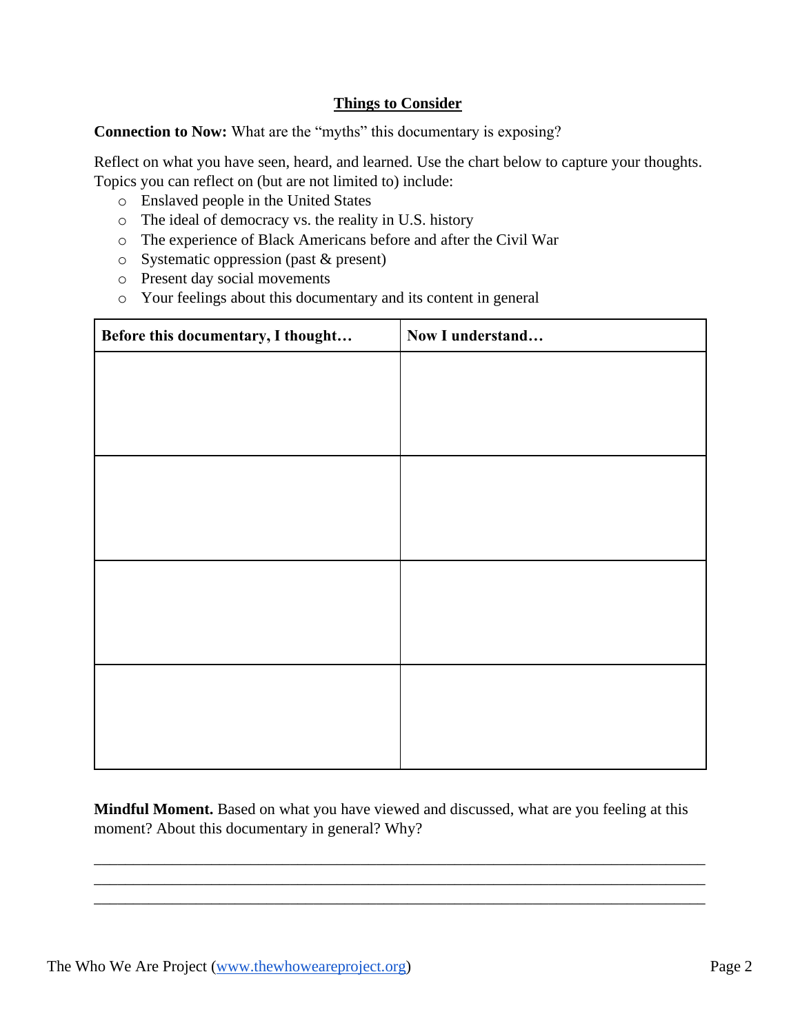## Things to Consider

**Connection to Now:** What are the "myths" this documentary is exposing?

Reflect on what you have seen, heard, and learned. Use the chart below to capture your thoughts. Topics you can reflect on (but are not limited to) include:

- Enslaved people in the United States
- The ideal of democracy vs. the reality in U.S. history
- The experience of Black Americans before and after the Civil War
- Systematic oppression (past & present)
- Present day social movements
- Your feelings about this documentary and its content in general

| Before this documentary, I thought… | Now I understand… |
|---|---|
| | |
| | |
| | |
| | |

**Mindful Moment.** Based on what you have viewed and discussed, what are you feeling at this moment? About this documentary in general? Why?

________________________________________________________________________________
________________________________________________________________________________
________________________________________________________________________________